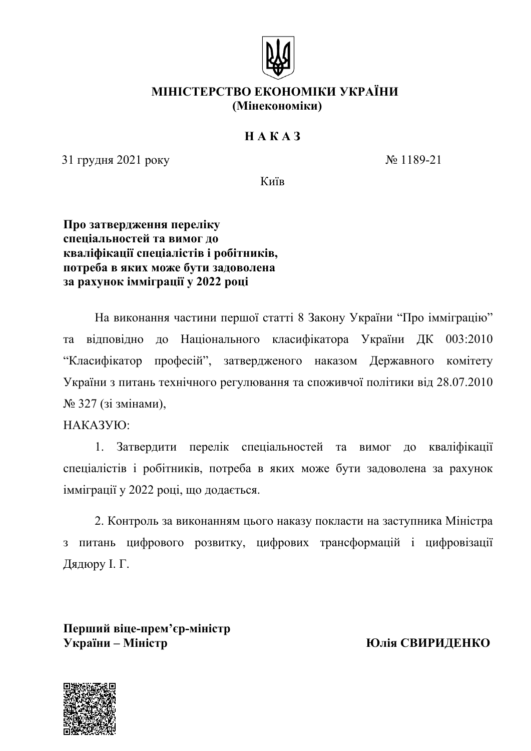**МІНІСТЕРСТВО ЕКОНОМІКИ УКРАЇНИ**
**(Мінекономіки)**

**Н А К А З**

31 грудня 2021 року № 1189-21

Київ

**Про затвердження переліку спеціальностей та вимог до кваліфікації спеціалістів і робітників, потреба в яких може бути задоволена за рахунок імміграції у 2022 році**

На виконання частини першої статті 8 Закону України "Про імміграцію" та відповідно до Національного класифікатора України ДК 003:2010 "Класифікатор професій", затвердженого наказом Державного комітету України з питань технічного регулювання та споживчої політики від 28.07.2010 № 327 (зі змінами),

НАКАЗУЮ:

1. Затвердити перелік спеціальностей та вимог до кваліфікації спеціалістів і робітників, потреба в яких може бути задоволена за рахунок імміграції у 2022 році, що додається.

2. Контроль за виконанням цього наказу покласти на заступника Міністра з питань цифрового розвитку, цифрових трансформацій і цифровізації Дядюру І. Г.

**Перший віце-прем'єр-міністр України – Міністр** **Юлія СВИРИДЕНКО**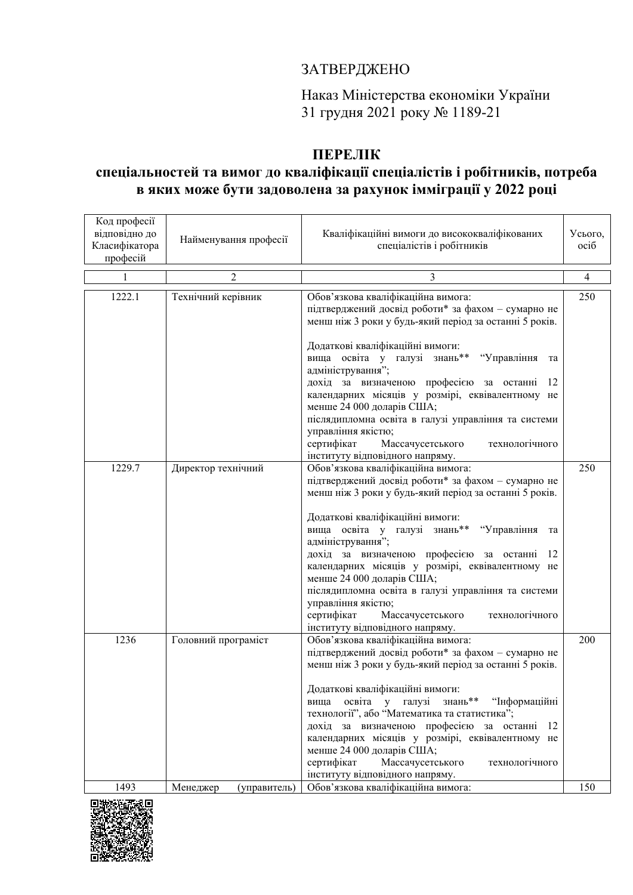ЗАТВЕРДЖЕНО

Наказ Міністерства економіки України
31 грудня 2021 року № 1189-21

## ПЕРЕЛІК
## спеціальностей та вимог до кваліфікації спеціалістів і робітників, потреба в яких може бути задоволена за рахунок імміграції у 2022 році

| Код професії відповідно до Класифікатора професій | Найменування професії | Кваліфікаційні вимоги до висококваліфікованих спеціалістів і робітників | Усього, осіб |
|---|---|---|---|
| 1 | 2 | 3 | 4 |
| 1222.1 | Технічний керівник | Обов’язкова кваліфікаційна вимога:<br>підтверджений досвід роботи* за фахом – сумарно не менш ніж 3 роки у будь-який період за останні 5 років.<br><br>Додаткові кваліфікаційні вимоги:<br>вища освіта у галузі знань** “Управління та адміністрування”;<br>дохід за визначеною професією за останні 12 календарних місяців у розмірі, еквівалентному не менше 24 000 доларів США;<br>післядипломна освіта в галузі управління та системи управління якістю;<br>сертифікат Массачусетського технологічного інституту відповідного напряму. | 250 |
| 1229.7 | Директор технічний | Обов’язкова кваліфікаційна вимога:<br>підтверджений досвід роботи* за фахом – сумарно не менш ніж 3 роки у будь-який період за останні 5 років.<br><br>Додаткові кваліфікаційні вимоги:<br>вища освіта у галузі знань** “Управління та адміністрування”;<br>дохід за визначеною професією за останні 12 календарних місяців у розмірі, еквівалентному не менше 24 000 доларів США;<br>післядипломна освіта в галузі управління та системи управління якістю;<br>сертифікат Массачусетського технологічного інституту відповідного напряму. | 250 |
| 1236 | Головний програміст | Обов’язкова кваліфікаційна вимога:<br>підтверджений досвід роботи* за фахом – сумарно не менш ніж 3 роки у будь-який період за останні 5 років.<br><br>Додаткові кваліфікаційні вимоги:<br>вища освіта у галузі знань** “Інформаційні технології”, або “Математика та статистика”;<br>дохід за визначеною професією за останні 12 календарних місяців у розмірі, еквівалентному не менше 24 000 доларів США;<br>сертифікат Массачусетського технологічного інституту відповідного напряму. | 200 |
| 1493 | Менеджер (управитель) | Обов’язкова кваліфікаційна вимога: | 150 |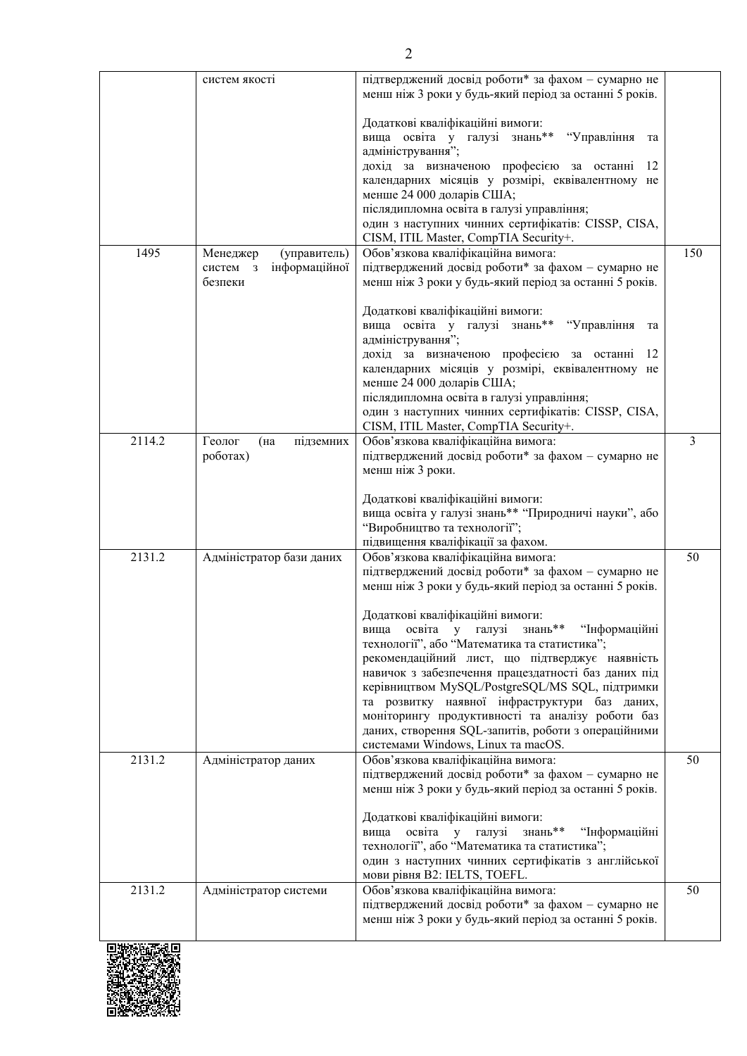|  | систем якості | підтверджений досвід роботи* за фахом – сумарно не менш ніж 3 роки у будь-який період за останні 5 років.<br><br>Додаткові кваліфікаційні вимоги:<br>вища освіта у галузі знань** “Управління та адміністрування”;<br>дохід за визначеною професією за останні 12 календарних місяців у розмірі, еквівалентному не менше 24 000 доларів США;<br>післядипломна освіта в галузі управління;<br>один з наступних чинних сертифікатів: CISSP, CISA, CISM, ITIL Master, CompTIA Security+. |  |
|---|---|---|---|
| 1495 | Менеджер (управитель) систем з інформаційної безпеки | Обов’язкова кваліфікаційна вимога:<br>підтверджений досвід роботи* за фахом – сумарно не менш ніж 3 роки у будь-який період за останні 5 років.<br><br>Додаткові кваліфікаційні вимоги:<br>вища освіта у галузі знань** “Управління та адміністрування”;<br>дохід за визначеною професією за останні 12 календарних місяців у розмірі, еквівалентному не менше 24 000 доларів США;<br>післядипломна освіта в галузі управління;<br>один з наступних чинних сертифікатів: CISSP, CISA, CISM, ITIL Master, CompTIA Security+. | 150 |
| 2114.2 | Геолог (на підземних роботах) | Обов’язкова кваліфікаційна вимога:<br>підтверджений досвід роботи* за фахом – сумарно не менш ніж 3 роки.<br><br>Додаткові кваліфікаційні вимоги:<br>вища освіта у галузі знань** “Природничі науки”, або “Виробництво та технології”;<br>підвищення кваліфікації за фахом. | 3 |
| 2131.2 | Адміністратор бази даних | Обов’язкова кваліфікаційна вимога:<br>підтверджений досвід роботи* за фахом – сумарно не менш ніж 3 роки у будь-який період за останні 5 років.<br><br>Додаткові кваліфікаційні вимоги:<br>вища освіта у галузі знань** “Інформаційні технології”, або “Математика та статистика”;<br>рекомендаційний лист, що підтверджує наявність навичок з забезпечення працездатності баз даних під керівництвом MySQL/PostgreSQL/MS SQL, підтримки та розвитку наявної інфраструктури баз даних, моніторингу продуктивності та аналізу роботи баз даних, створення SQL-запитів, роботи з операційними системами Windows, Linux та macOS. | 50 |
| 2131.2 | Адміністратор даних | Обов’язкова кваліфікаційна вимога:<br>підтверджений досвід роботи* за фахом – сумарно не менш ніж 3 роки у будь-який період за останні 5 років.<br><br>Додаткові кваліфікаційні вимоги:<br>вища освіта у галузі знань** “Інформаційні технології”, або “Математика та статистика”;<br>один з наступних чинних сертифікатів з англійської мови рівня B2: IELTS, TOEFL. | 50 |
| 2131.2 | Адміністратор системи | Обов’язкова кваліфікаційна вимога:<br>підтверджений досвід роботи* за фахом – сумарно не менш ніж 3 роки у будь-який період за останні 5 років. | 50 |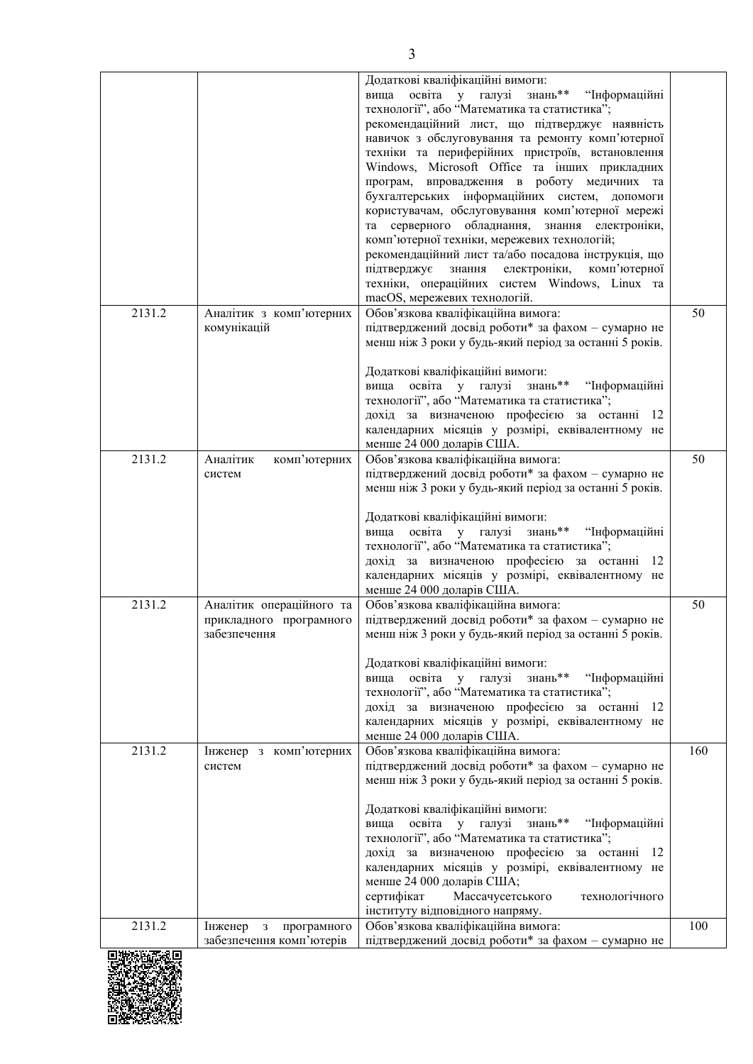| | | | |
|---|---|---|---|
| | | Додаткові кваліфікаційні вимоги:<br>вища освіта у галузі знань** “Інформаційні технології”, або “Математика та статистика”;<br>рекомендаційний лист, що підтверджує наявність навичок з обслуговування та ремонту комп’ютерної техніки та периферійних пристроїв, встановлення Windows, Microsoft Office та інших прикладних програм, впровадження в роботу медичних та бухгалтерських інформаційних систем, допомоги користувачам, обслуговування комп’ютерної мережі та серверного обладнання, знання електроніки, комп’ютерної техніки, мережевих технологій;<br>рекомендаційний лист та/або посадова інструкція, що підтверджує знання електроніки, комп’ютерної техніки, операційних систем Windows, Linux та macOS, мережевих технологій. | |
| 2131.2 | Аналітик з комп’ютерних комунікацій | Обов’язкова кваліфікаційна вимога:<br>підтверджений досвід роботи* за фахом – сумарно не менш ніж 3 роки у будь-який період за останні 5 років.<br><br>Додаткові кваліфікаційні вимоги:<br>вища освіта у галузі знань** “Інформаційні технології”, або “Математика та статистика”;<br>дохід за визначеною професією за останні 12 календарних місяців у розмірі, еквівалентному не менше 24 000 доларів США. | 50 |
| 2131.2 | Аналітик комп’ютерних систем | Обов’язкова кваліфікаційна вимога:<br>підтверджений досвід роботи* за фахом – сумарно не менш ніж 3 роки у будь-який період за останні 5 років.<br><br>Додаткові кваліфікаційні вимоги:<br>вища освіта у галузі знань** “Інформаційні технології”, або “Математика та статистика”;<br>дохід за визначеною професією за останні 12 календарних місяців у розмірі, еквівалентному не менше 24 000 доларів США. | 50 |
| 2131.2 | Аналітик операційного та прикладного програмного забезпечення | Обов’язкова кваліфікаційна вимога:<br>підтверджений досвід роботи* за фахом – сумарно не менш ніж 3 роки у будь-який період за останні 5 років.<br><br>Додаткові кваліфікаційні вимоги:<br>вища освіта у галузі знань** “Інформаційні технології”, або “Математика та статистика”;<br>дохід за визначеною професією за останні 12 календарних місяців у розмірі, еквівалентному не менше 24 000 доларів США. | 50 |
| 2131.2 | Інженер з комп’ютерних систем | Обов’язкова кваліфікаційна вимога:<br>підтверджений досвід роботи* за фахом – сумарно не менш ніж 3 роки у будь-який період за останні 5 років.<br><br>Додаткові кваліфікаційні вимоги:<br>вища освіта у галузі знань** “Інформаційні технології”, або “Математика та статистика”;<br>дохід за визначеною професією за останні 12 календарних місяців у розмірі, еквівалентному не менше 24 000 доларів США;<br>сертифікат Массачусетського технологічного інституту відповідного напряму. | 160 |
| 2131.2 | Інженер з програмного забезпечення комп’ютерів | Обов’язкова кваліфікаційна вимога:<br>підтверджений досвід роботи* за фахом – сумарно не | 100 |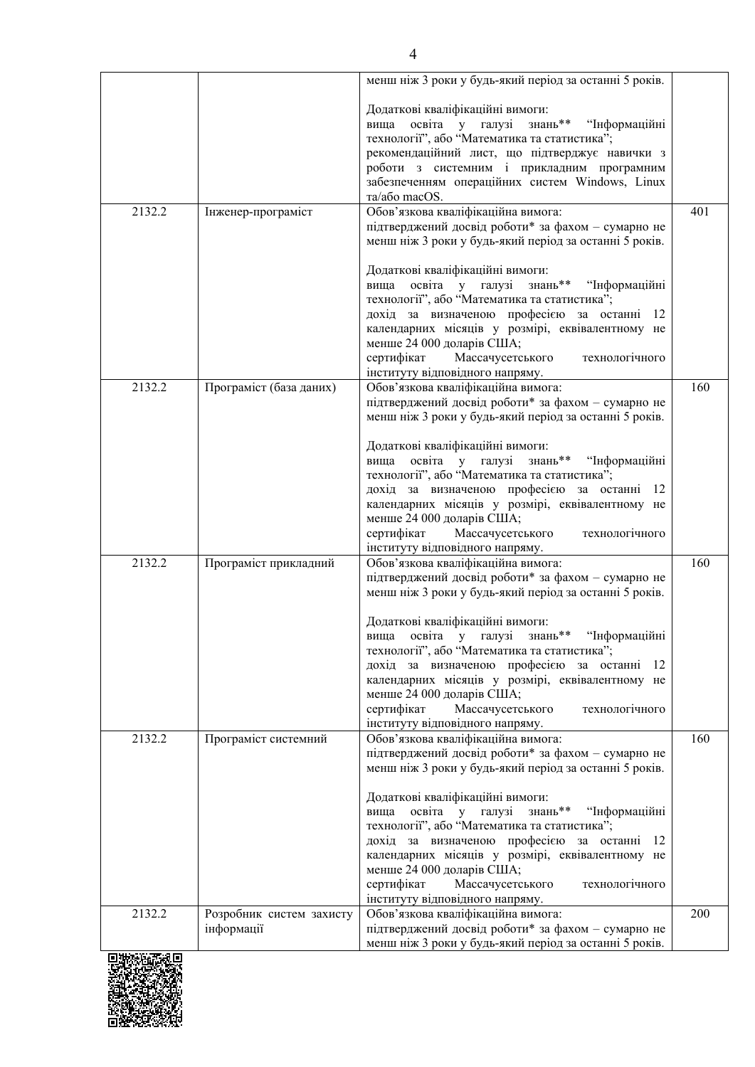| | | менш ніж 3 роки у будь-який період за останні 5 років.<br><br>Додаткові кваліфікаційні вимоги:<br>вища освіта у галузі знань** “Інформаційні технології”, або “Математика та статистика”;<br>рекомендаційний лист, що підтверджує навички з роботи з системним і прикладним програмним забезпеченням операційних систем Windows, Linux та/або macOS. | |
|---|---|---|---|
| 2132.2 | Інженер-програміст | Обов’язкова кваліфікаційна вимога:<br>підтверджений досвід роботи* за фахом – сумарно не менш ніж 3 роки у будь-який період за останні 5 років.<br><br>Додаткові кваліфікаційні вимоги:<br>вища освіта у галузі знань** “Інформаційні технології”, або “Математика та статистика”;<br>дохід за визначеною професією за останні 12 календарних місяців у розмірі, еквівалентному не менше 24 000 доларів США;<br>сертифікат Массачусетського технологічного інституту відповідного напряму. | 401 |
| 2132.2 | Програміст (база даних) | Обов’язкова кваліфікаційна вимога:<br>підтверджений досвід роботи* за фахом – сумарно не менш ніж 3 роки у будь-який період за останні 5 років.<br><br>Додаткові кваліфікаційні вимоги:<br>вища освіта у галузі знань** “Інформаційні технології”, або “Математика та статистика”;<br>дохід за визначеною професією за останні 12 календарних місяців у розмірі, еквівалентному не менше 24 000 доларів США;<br>сертифікат Массачусетського технологічного інституту відповідного напряму. | 160 |
| 2132.2 | Програміст прикладний | Обов’язкова кваліфікаційна вимога:<br>підтверджений досвід роботи* за фахом – сумарно не менш ніж 3 роки у будь-який період за останні 5 років.<br><br>Додаткові кваліфікаційні вимоги:<br>вища освіта у галузі знань** “Інформаційні технології”, або “Математика та статистика”;<br>дохід за визначеною професією за останні 12 календарних місяців у розмірі, еквівалентному не менше 24 000 доларів США;<br>сертифікат Массачусетського технологічного інституту відповідного напряму. | 160 |
| 2132.2 | Програміст системний | Обов’язкова кваліфікаційна вимога:<br>підтверджений досвід роботи* за фахом – сумарно не менш ніж 3 роки у будь-який період за останні 5 років.<br><br>Додаткові кваліфікаційні вимоги:<br>вища освіта у галузі знань** “Інформаційні технології”, або “Математика та статистика”;<br>дохід за визначеною професією за останні 12 календарних місяців у розмірі, еквівалентному не менше 24 000 доларів США;<br>сертифікат Массачусетського технологічного інституту відповідного напряму. | 160 |
| 2132.2 | Розробник систем захисту інформації | Обов’язкова кваліфікаційна вимога:<br>підтверджений досвід роботи* за фахом – сумарно не менш ніж 3 роки у будь-який період за останні 5 років. | 200 |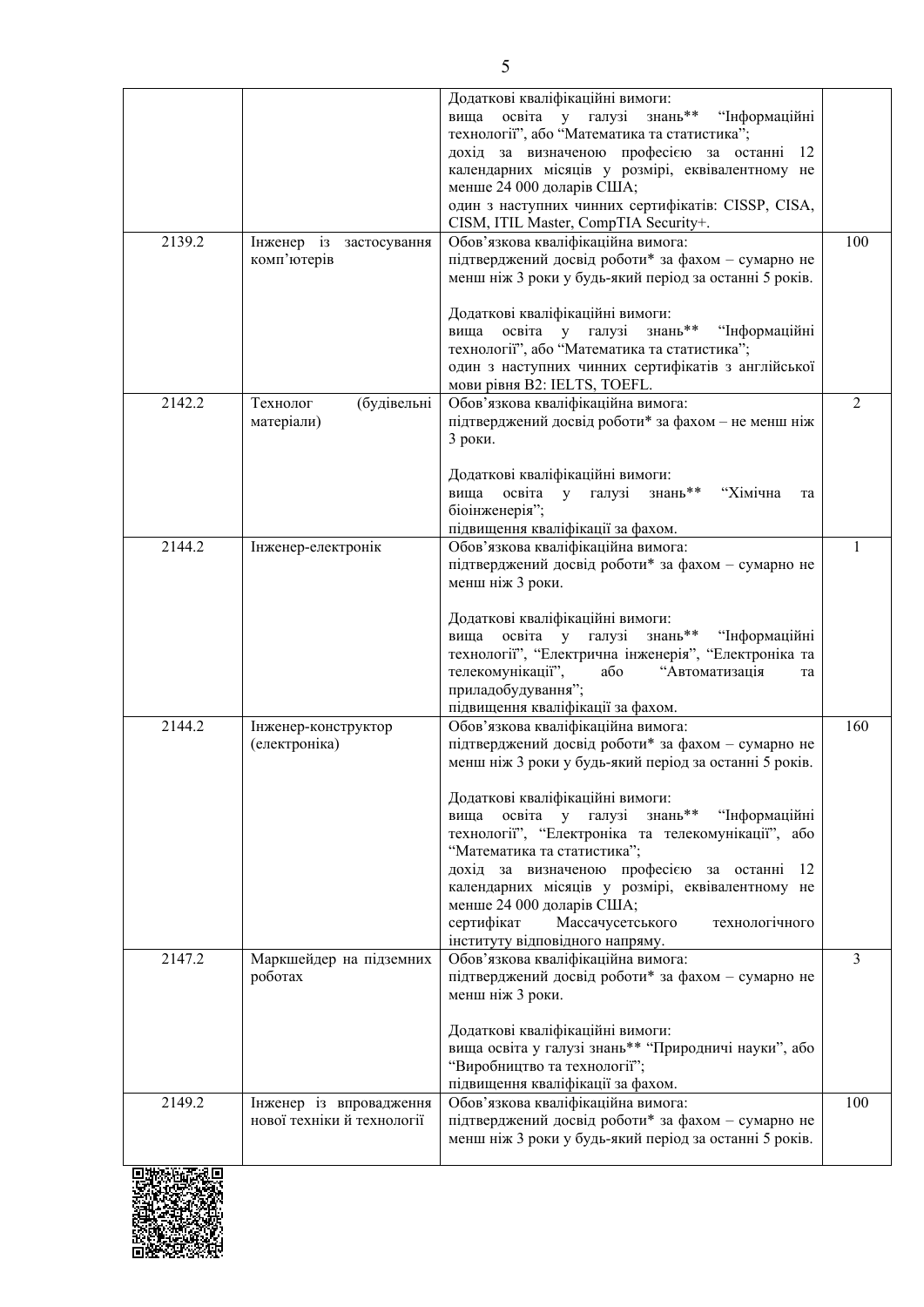| | | | |
|---|---|---|---|
| | | Додаткові кваліфікаційні вимоги:<br>вища освіта у галузі знань** “Інформаційні технології”, або “Математика та статистика”;<br>дохід за визначеною професією за останні 12 календарних місяців у розмірі, еквівалентному не менше 24 000 доларів США;<br>один з наступних чинних сертифікатів: CISSP, CISA, CISM, ITIL Master, CompTIA Security+. | |
| 2139.2 | Інженер із застосування комп’ютерів | Обов’язкова кваліфікаційна вимога:<br>підтверджений досвід роботи* за фахом – сумарно не менш ніж 3 роки у будь-який період за останні 5 років.<br><br>Додаткові кваліфікаційні вимоги:<br>вища освіта у галузі знань** “Інформаційні технології”, або “Математика та статистика”;<br>один з наступних чинних сертифікатів з англійської мови рівня В2: IELTS, TOEFL. | 100 |
| 2142.2 | Технолог (будівельні матеріали) | Обов’язкова кваліфікаційна вимога:<br>підтверджений досвід роботи* за фахом – не менш ніж 3 роки.<br><br>Додаткові кваліфікаційні вимоги:<br>вища освіта у галузі знань** “Хімічна та біоінженерія”;<br>підвищення кваліфікації за фахом. | 2 |
| 2144.2 | Інженер-електронік | Обов’язкова кваліфікаційна вимога:<br>підтверджений досвід роботи* за фахом – сумарно не менш ніж 3 роки.<br><br>Додаткові кваліфікаційні вимоги:<br>вища освіта у галузі знань** “Інформаційні технології”, “Електрична інженерія”, “Електроніка та телекомунікації”, або “Автоматизація та приладобудування”;<br>підвищення кваліфікації за фахом. | 1 |
| 2144.2 | Інженер-конструктор (електроніка) | Обов’язкова кваліфікаційна вимога:<br>підтверджений досвід роботи* за фахом – сумарно не менш ніж 3 роки у будь-який період за останні 5 років.<br><br>Додаткові кваліфікаційні вимоги:<br>вища освіта у галузі знань** “Інформаційні технології”, “Електроніка та телекомунікації”, або “Математика та статистика”;<br>дохід за визначеною професією за останні 12 календарних місяців у розмірі, еквівалентному не менше 24 000 доларів США;<br>сертифікат Массачусетського технологічного інституту відповідного напряму. | 160 |
| 2147.2 | Маркшейдер на підземних роботах | Обов’язкова кваліфікаційна вимога:<br>підтверджений досвід роботи* за фахом – сумарно не менш ніж 3 роки.<br><br>Додаткові кваліфікаційні вимоги:<br>вища освіта у галузі знань** “Природничі науки”, або “Виробництво та технології”;<br>підвищення кваліфікації за фахом. | 3 |
| 2149.2 | Інженер із впровадження нової техніки й технології | Обов’язкова кваліфікаційна вимога:<br>підтверджений досвід роботи* за фахом – сумарно не менш ніж 3 роки у будь-який період за останні 5 років. | 100 |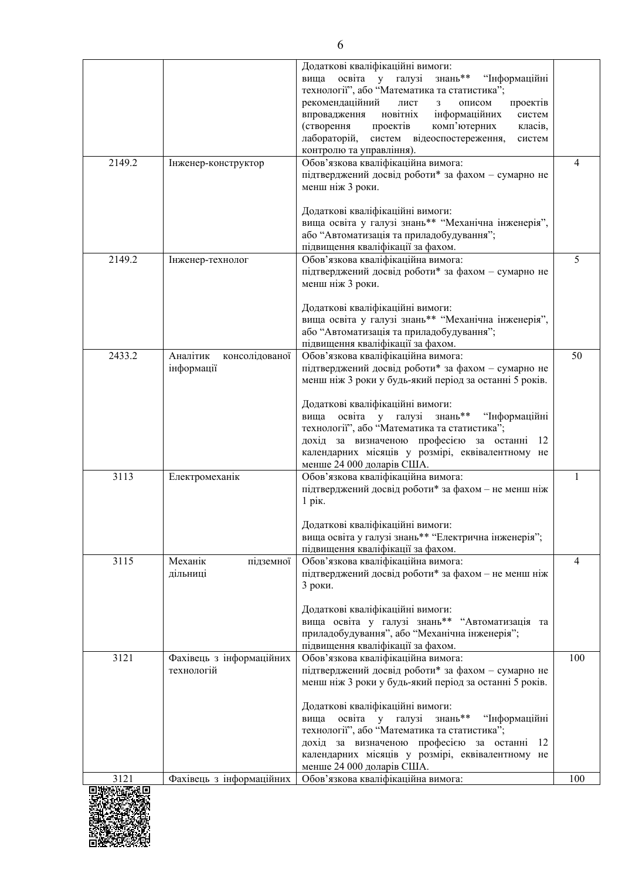| | | | |
|---|---|---|---|
| | | Додаткові кваліфікаційні вимоги:<br>вища освіта у галузі знань** “Інформаційні технології”, або “Математика та статистика”;<br>рекомендаційний лист з описом проектів впровадження новітніх інформаційних систем (створення проектів комп’ютерних класів, лабораторій, систем відеоспостереження, систем контролю та управління). | |
| 2149.2 | Інженер-конструктор | Обов’язкова кваліфікаційна вимога:<br>підтверджений досвід роботи* за фахом – сумарно не менш ніж 3 роки.<br><br>Додаткові кваліфікаційні вимоги:<br>вища освіта у галузі знань** “Механічна інженерія”, або “Автоматизація та приладобудування”;<br>підвищення кваліфікації за фахом. | 4 |
| 2149.2 | Інженер-технолог | Обов’язкова кваліфікаційна вимога:<br>підтверджений досвід роботи* за фахом – сумарно не менш ніж 3 роки.<br><br>Додаткові кваліфікаційні вимоги:<br>вища освіта у галузі знань** “Механічна інженерія”, або “Автоматизація та приладобудування”;<br>підвищення кваліфікації за фахом. | 5 |
| 2433.2 | Аналітик консолідованої інформації | Обов’язкова кваліфікаційна вимога:<br>підтверджений досвід роботи* за фахом – сумарно не менш ніж 3 роки у будь-який період за останні 5 років.<br><br>Додаткові кваліфікаційні вимоги:<br>вища освіта у галузі знань** “Інформаційні технології”, або “Математика та статистика”;<br>дохід за визначеною професією за останні 12 календарних місяців у розмірі, еквівалентному не менше 24 000 доларів США. | 50 |
| 3113 | Електромеханік | Обов’язкова кваліфікаційна вимога:<br>підтверджений досвід роботи* за фахом – не менш ніж 1 рік.<br><br>Додаткові кваліфікаційні вимоги:<br>вища освіта у галузі знань** “Електрична інженерія”;<br>підвищення кваліфікації за фахом. | 1 |
| 3115 | Механік підземної дільниці | Обов’язкова кваліфікаційна вимога:<br>підтверджений досвід роботи* за фахом – не менш ніж 3 роки.<br><br>Додаткові кваліфікаційні вимоги:<br>вища освіта у галузі знань** “Автоматизація та приладобудування”, або “Механічна інженерія”;<br>підвищення кваліфікації за фахом. | 4 |
| 3121 | Фахівець з інформаційних технологій | Обов’язкова кваліфікаційна вимога:<br>підтверджений досвід роботи* за фахом – сумарно не менш ніж 3 роки у будь-який період за останні 5 років.<br><br>Додаткові кваліфікаційні вимоги:<br>вища освіта у галузі знань** “Інформаційні технології”, або “Математика та статистика”;<br>дохід за визначеною професією за останні 12 календарних місяців у розмірі, еквівалентному не менше 24 000 доларів США. | 100 |
| 3121 | Фахівець з інформаційних | Обов’язкова кваліфікаційна вимога: | 100 |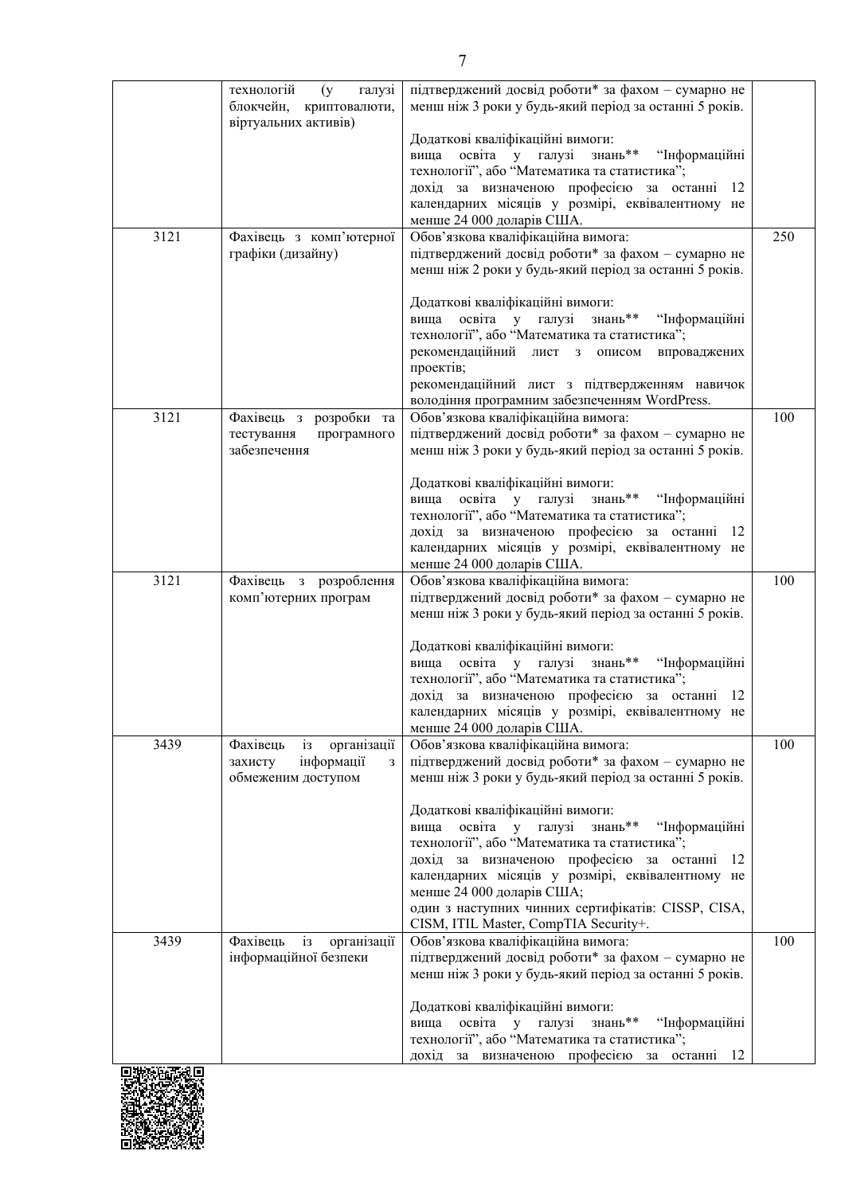| | | | |
|---|---|---|---|
| | технологій (у галузі блокчейн, криптовалюти, віртуальних активів) | підтверджений досвід роботи* за фахом – сумарно не менш ніж 3 роки у будь-який період за останні 5 років.<br><br>Додаткові кваліфікаційні вимоги:<br>вища освіта у галузі знань** “Інформаційні технології”, або “Математика та статистика”;<br>дохід за визначеною професією за останні 12 календарних місяців у розмірі, еквівалентному не менше 24 000 доларів США. | |
| 3121 | Фахівець з комп’ютерної графіки (дизайну) | Обов’язкова кваліфікаційна вимога:<br>підтверджений досвід роботи* за фахом – сумарно не менш ніж 2 роки у будь-який період за останні 5 років.<br><br>Додаткові кваліфікаційні вимоги:<br>вища освіта у галузі знань** “Інформаційні технології”, або “Математика та статистика”;<br>рекомендаційний лист з описом впроваджених проектів;<br>рекомендаційний лист з підтвердженням навичок володіння програмним забезпеченням WordPress. | 250 |
| 3121 | Фахівець з розробки та тестування програмного забезпечення | Обов’язкова кваліфікаційна вимога:<br>підтверджений досвід роботи* за фахом – сумарно не менш ніж 3 роки у будь-який період за останні 5 років.<br><br>Додаткові кваліфікаційні вимоги:<br>вища освіта у галузі знань** “Інформаційні технології”, або “Математика та статистика”;<br>дохід за визначеною професією за останні 12 календарних місяців у розмірі, еквівалентному не менше 24 000 доларів США. | 100 |
| 3121 | Фахівець з розроблення комп’ютерних програм | Обов’язкова кваліфікаційна вимога:<br>підтверджений досвід роботи* за фахом – сумарно не менш ніж 3 роки у будь-який період за останні 5 років.<br><br>Додаткові кваліфікаційні вимоги:<br>вища освіта у галузі знань** “Інформаційні технології”, або “Математика та статистика”;<br>дохід за визначеною професією за останні 12 календарних місяців у розмірі, еквівалентному не менше 24 000 доларів США. | 100 |
| 3439 | Фахівець із організації захисту інформації з обмеженим доступом | Обов’язкова кваліфікаційна вимога:<br>підтверджений досвід роботи* за фахом – сумарно не менш ніж 3 роки у будь-який період за останні 5 років.<br><br>Додаткові кваліфікаційні вимоги:<br>вища освіта у галузі знань** “Інформаційні технології”, або “Математика та статистика”;<br>дохід за визначеною професією за останні 12 календарних місяців у розмірі, еквівалентному не менше 24 000 доларів США;<br>один з наступних чинних сертифікатів: CISSP, CISA, CISM, ITIL Master, CompTIA Security+. | 100 |
| 3439 | Фахівець із організації інформаційної безпеки | Обов’язкова кваліфікаційна вимога:<br>підтверджений досвід роботи* за фахом – сумарно не менш ніж 3 роки у будь-який період за останні 5 років.<br><br>Додаткові кваліфікаційні вимоги:<br>вища освіта у галузі знань** “Інформаційні технології”, або “Математика та статистика”;<br>дохід за визначеною професією за останні 12 | 100 |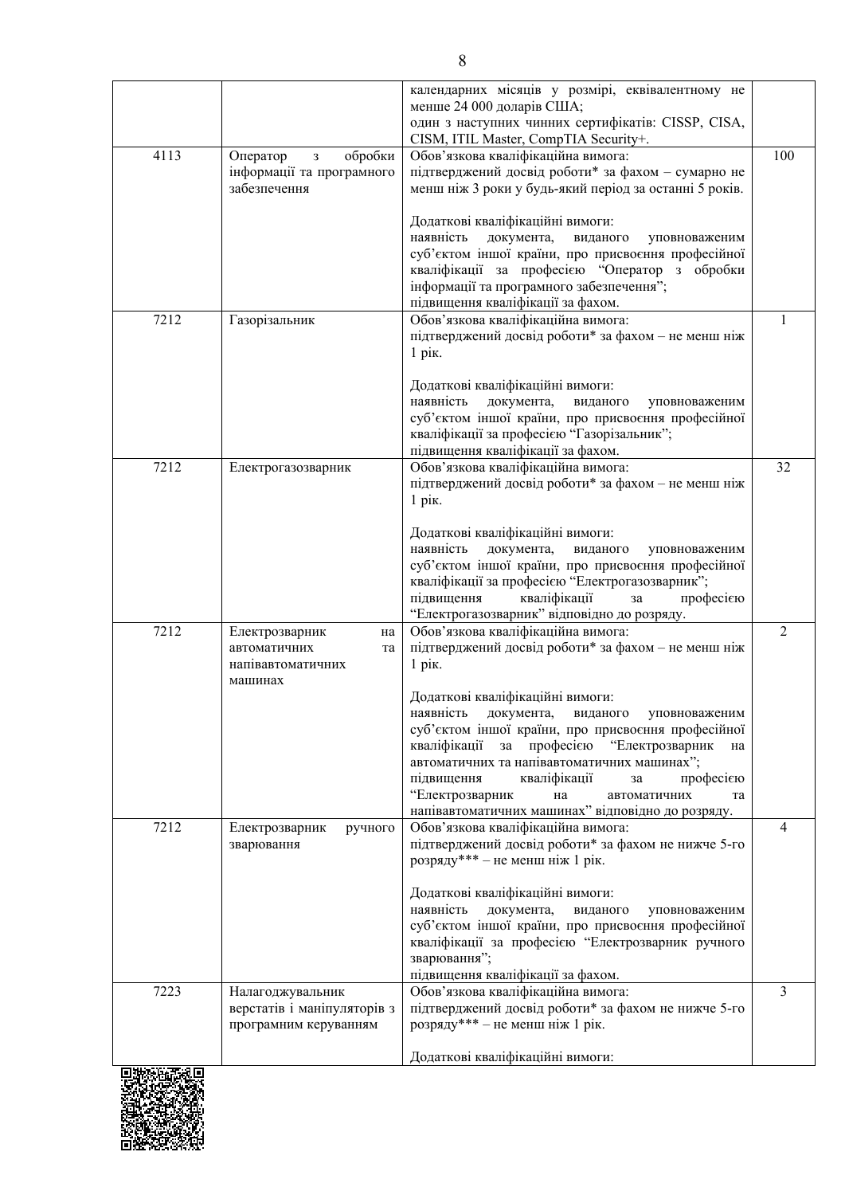| | | | |
|---|---|---|---|
| | | календарних місяців у розмірі, еквівалентному не менше 24 000 доларів США;<br>один з наступних чинних сертифікатів: CISSP, CISA, CISM, ITIL Master, CompTIA Security+. | |
| 4113 | Оператор з обробки інформації та програмного забезпечення | Обов’язкова кваліфікаційна вимога:<br>підтверджений досвід роботи* за фахом – сумарно не менш ніж 3 роки у будь-який період за останні 5 років.<br><br>Додаткові кваліфікаційні вимоги:<br>наявність документа, виданого уповноваженим суб’єктом іншої країни, про присвоєння професійної кваліфікації за професією “Оператор з обробки інформації та програмного забезпечення”;<br>підвищення кваліфікації за фахом. | 100 |
| 7212 | Газорізальник | Обов’язкова кваліфікаційна вимога:<br>підтверджений досвід роботи* за фахом – не менш ніж 1 рік.<br><br>Додаткові кваліфікаційні вимоги:<br>наявність документа, виданого уповноваженим суб’єктом іншої країни, про присвоєння професійної кваліфікації за професією “Газорізальник”;<br>підвищення кваліфікації за фахом. | 1 |
| 7212 | Електрогазозварник | Обов’язкова кваліфікаційна вимога:<br>підтверджений досвід роботи* за фахом – не менш ніж 1 рік.<br><br>Додаткові кваліфікаційні вимоги:<br>наявність документа, виданого уповноваженим суб’єктом іншої країни, про присвоєння професійної кваліфікації за професією “Електрогазозварник”;<br>підвищення кваліфікації за професією “Електрогазозварник” відповідно до розряду. | 32 |
| 7212 | Електрозварник на автоматичних та напівавтоматичних машинах | Обов’язкова кваліфікаційна вимога:<br>підтверджений досвід роботи* за фахом – не менш ніж 1 рік.<br><br>Додаткові кваліфікаційні вимоги:<br>наявність документа, виданого уповноваженим суб’єктом іншої країни, про присвоєння професійної кваліфікації за професією “Електрозварник на автоматичних та напівавтоматичних машинах”;<br>підвищення кваліфікації за професією “Електрозварник на автоматичних та напівавтоматичних машинах” відповідно до розряду. | 2 |
| 7212 | Електрозварник ручного зварювання | Обов’язкова кваліфікаційна вимога:<br>підтверджений досвід роботи* за фахом не нижче 5-го розряду*** – не менш ніж 1 рік.<br><br>Додаткові кваліфікаційні вимоги:<br>наявність документа, виданого уповноваженим суб’єктом іншої країни, про присвоєння професійної кваліфікації за професією “Електрозварник ручного зварювання”;<br>підвищення кваліфікації за фахом. | 4 |
| 7223 | Налагоджувальник верстатів і маніпуляторів з програмним керуванням | Обов’язкова кваліфікаційна вимога:<br>підтверджений досвід роботи* за фахом не нижче 5-го розряду*** – не менш ніж 1 рік.<br><br>Додаткові кваліфікаційні вимоги: | 3 |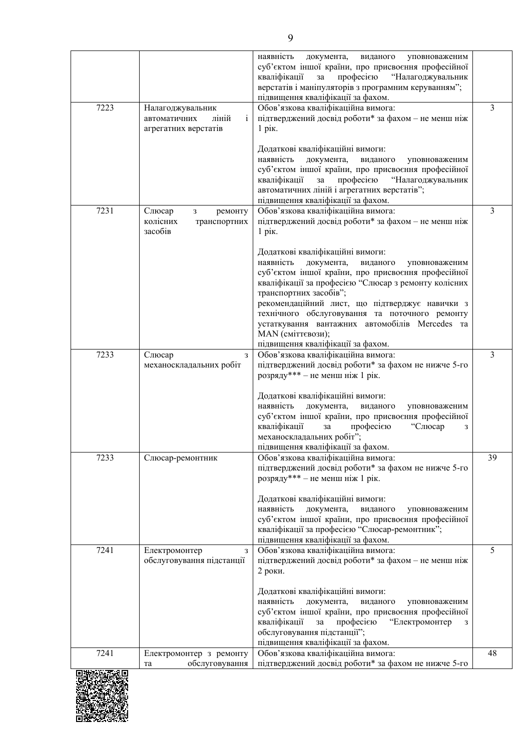| | | | |
|---|---|---|---|
| | | наявність документа, виданого уповноваженим суб’єктом іншої країни, про присвоєння професійної кваліфікації за професією “Налагоджувальник верстатів і маніпуляторів з програмним керуванням”; підвищення кваліфікації за фахом. | |
| 7223 | Налагоджувальник автоматичних ліній і агрегатних верстатів | Обов’язкова кваліфікаційна вимога: підтверджений досвід роботи* за фахом – не менш ніж 1 рік. <br><br> Додаткові кваліфікаційні вимоги: наявність документа, виданого уповноваженим суб’єктом іншої країни, про присвоєння професійної кваліфікації за професією “Налагоджувальник автоматичних ліній і агрегатних верстатів”; підвищення кваліфікації за фахом. | 3 |
| 7231 | Слюсар з ремонту колісних транспортних засобів | Обов’язкова кваліфікаційна вимога: підтверджений досвід роботи* за фахом – не менш ніж 1 рік. <br><br> Додаткові кваліфікаційні вимоги: наявність документа, виданого уповноваженим суб’єктом іншої країни, про присвоєння професійної кваліфікації за професією “Слюсар з ремонту колісних транспортних засобів”; рекомендаційний лист, що підтверджує навички з технічного обслуговування та поточного ремонту устаткування вантажних автомобілів Mercedes та MAN (сміттєвози); підвищення кваліфікації за фахом. | 3 |
| 7233 | Слюсар з механоскладальних робіт | Обов’язкова кваліфікаційна вимога: підтверджений досвід роботи* за фахом не нижче 5-го розряду*** – не менш ніж 1 рік. <br><br> Додаткові кваліфікаційні вимоги: наявність документа, виданого уповноваженим суб’єктом іншої країни, про присвоєння професійної кваліфікації за професією “Слюсар з механоскладальних робіт”; підвищення кваліфікації за фахом. | 3 |
| 7233 | Слюсар-ремонтник | Обов’язкова кваліфікаційна вимога: підтверджений досвід роботи* за фахом не нижче 5-го розряду*** – не менш ніж 1 рік. <br><br> Додаткові кваліфікаційні вимоги: наявність документа, виданого уповноваженим суб’єктом іншої країни, про присвоєння професійної кваліфікації за професією “Слюсар-ремонтник”; підвищення кваліфікації за фахом. | 39 |
| 7241 | Електромонтер з обслуговування підстанції | Обов’язкова кваліфікаційна вимога: підтверджений досвід роботи* за фахом – не менш ніж 2 роки. <br><br> Додаткові кваліфікаційні вимоги: наявність документа, виданого уповноваженим суб’єктом іншої країни, про присвоєння професійної кваліфікації за професією “Електромонтер з обслуговування підстанції”; підвищення кваліфікації за фахом. | 5 |
| 7241 | Електромонтер з ремонту та обслуговування | Обов’язкова кваліфікаційна вимога: підтверджений досвід роботи* за фахом не нижче 5-го | 48 |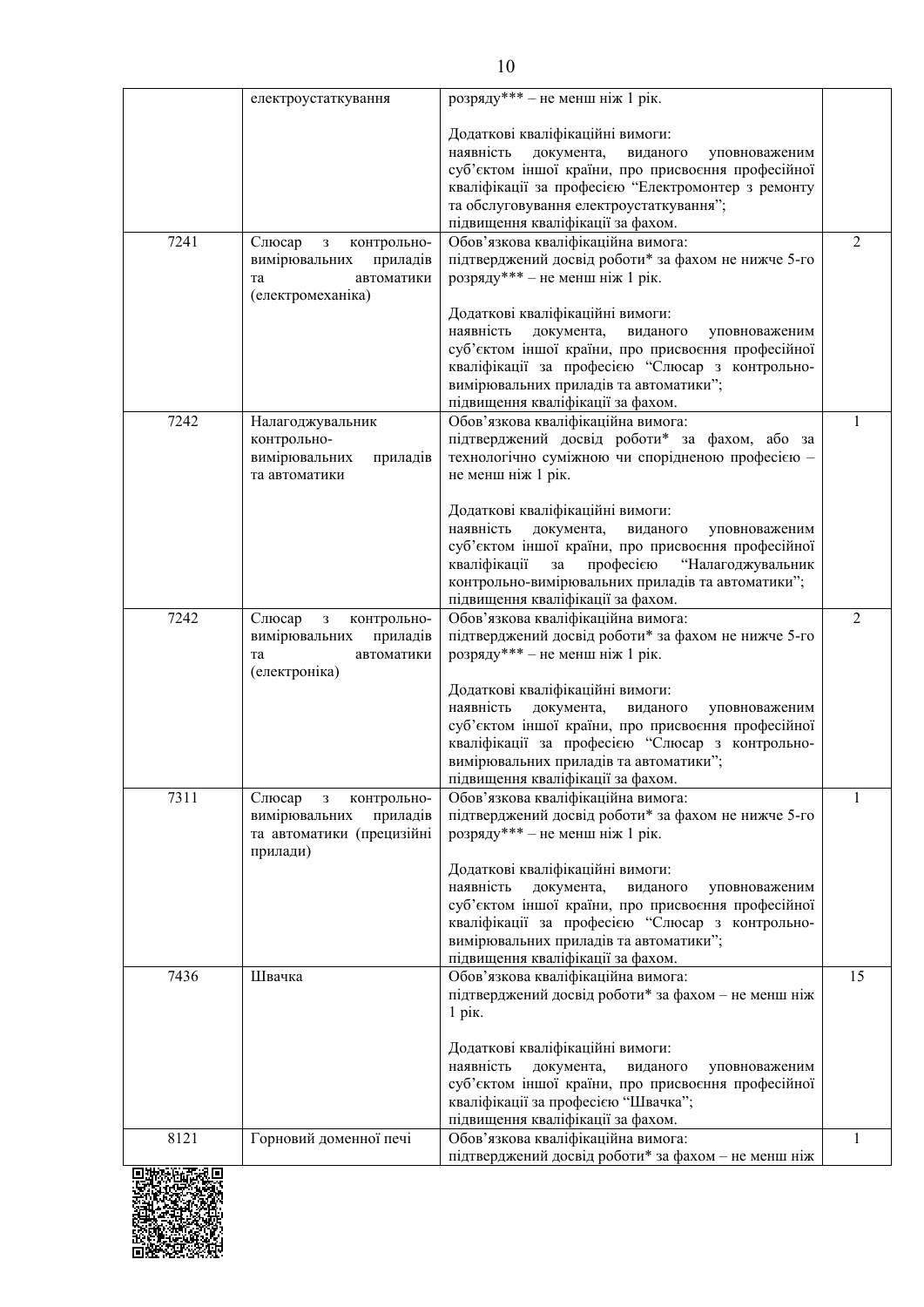| | електроустаткування | розряду*** – не менш ніж 1 рік.<br><br>Додаткові кваліфікаційні вимоги:<br>наявність документа, виданого уповноваженим суб’єктом іншої країни, про присвоєння професійної кваліфікації за професією “Електромонтер з ремонту та обслуговування електроустаткування”;<br>підвищення кваліфікації за фахом. | |
|---|---|---|---|
| 7241 | Слюсар з контрольно-вимірювальних приладів та автоматики (електромеханіка) | Обов’язкова кваліфікаційна вимога:<br>підтверджений досвід роботи* за фахом не нижче 5-го розряду*** – не менш ніж 1 рік.<br><br>Додаткові кваліфікаційні вимоги:<br>наявність документа, виданого уповноваженим суб’єктом іншої країни, про присвоєння професійної кваліфікації за професією “Слюсар з контрольно-вимірювальних приладів та автоматики”;<br>підвищення кваліфікації за фахом. | 2 |
| 7242 | Налагоджувальник контрольно-вимірювальних приладів та автоматики | Обов’язкова кваліфікаційна вимога:<br>підтверджений досвід роботи* за фахом, або за технологічно суміжною чи спорідненою професією – не менш ніж 1 рік.<br><br>Додаткові кваліфікаційні вимоги:<br>наявність документа, виданого уповноваженим суб’єктом іншої країни, про присвоєння професійної кваліфікації за професією “Налагоджувальник контрольно-вимірювальних приладів та автоматики”;<br>підвищення кваліфікації за фахом. | 1 |
| 7242 | Слюсар з контрольно-вимірювальних приладів та автоматики (електроніка) | Обов’язкова кваліфікаційна вимога:<br>підтверджений досвід роботи* за фахом не нижче 5-го розряду*** – не менш ніж 1 рік.<br><br>Додаткові кваліфікаційні вимоги:<br>наявність документа, виданого уповноваженим суб’єктом іншої країни, про присвоєння професійної кваліфікації за професією “Слюсар з контрольно-вимірювальних приладів та автоматики”;<br>підвищення кваліфікації за фахом. | 2 |
| 7311 | Слюсар з контрольно-вимірювальних приладів та автоматики (прецизійні прилади) | Обов’язкова кваліфікаційна вимога:<br>підтверджений досвід роботи* за фахом не нижче 5-го розряду*** – не менш ніж 1 рік.<br><br>Додаткові кваліфікаційні вимоги:<br>наявність документа, виданого уповноваженим суб’єктом іншої країни, про присвоєння професійної кваліфікації за професією “Слюсар з контрольно-вимірювальних приладів та автоматики”;<br>підвищення кваліфікації за фахом. | 1 |
| 7436 | Швачка | Обов’язкова кваліфікаційна вимога:<br>підтверджений досвід роботи* за фахом – не менш ніж 1 рік.<br><br>Додаткові кваліфікаційні вимоги:<br>наявність документа, виданого уповноваженим суб’єктом іншої країни, про присвоєння професійної кваліфікації за професією “Швачка”;<br>підвищення кваліфікації за фахом. | 15 |
| 8121 | Горновий доменної печі | Обов’язкова кваліфікаційна вимога:<br>підтверджений досвід роботи* за фахом – не менш ніж | 1 |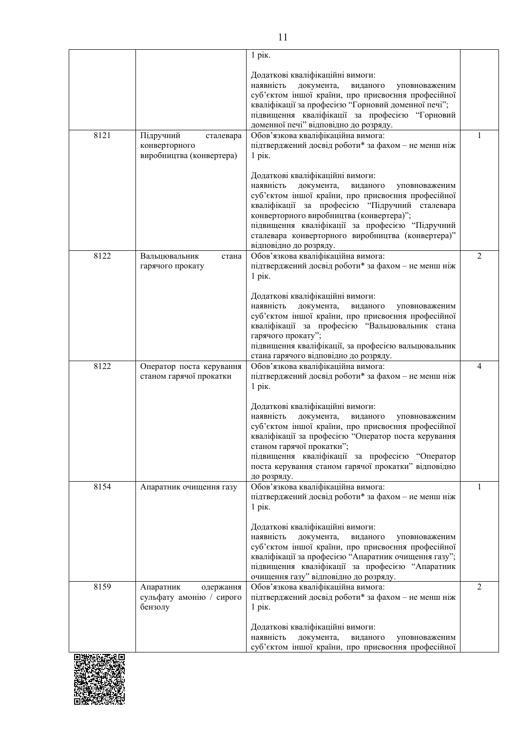| | | 1 рік.<br><br>Додаткові кваліфікаційні вимоги:<br>наявність документа, виданого уповноваженим суб'єктом іншої країни, про присвоєння професійної кваліфікації за професією "Горновий доменної печі";<br>підвищення кваліфікації за професією "Горновий доменної печі" відповідно до розряду. | |
|---|---|---|---|
| 8121 | Підручний сталевара конверторного виробництва (конвертера) | Обов'язкова кваліфікаційна вимога:<br>підтверджений досвід роботи* за фахом – не менш ніж 1 рік.<br><br>Додаткові кваліфікаційні вимоги:<br>наявність документа, виданого уповноваженим суб'єктом іншої країни, про присвоєння професійної кваліфікації за професією "Підручний сталевара конверторного виробництва (конвертера)";<br>підвищення кваліфікації за професією "Підручний сталевара конверторного виробництва (конвертера)" відповідно до розряду. | 1 |
| 8122 | Вальцювальник стана гарячого прокату | Обов'язкова кваліфікаційна вимога:<br>підтверджений досвід роботи* за фахом – не менш ніж 1 рік.<br><br>Додаткові кваліфікаційні вимоги:<br>наявність документа, виданого уповноваженим суб'єктом іншої країни, про присвоєння професійної кваліфікації за професією "Вальцювальник стана гарячого прокату";<br>підвищення кваліфікації, за професією вальцювальник стана гарячого відповідно до розряду. | 2 |
| 8122 | Оператор поста керування станом гарячої прокатки | Обов'язкова кваліфікаційна вимога:<br>підтверджений досвід роботи* за фахом – не менш ніж 1 рік.<br><br>Додаткові кваліфікаційні вимоги:<br>наявність документа, виданого уповноваженим суб'єктом іншої країни, про присвоєння професійної кваліфікації за професією "Оператор поста керування станом гарячої прокатки";<br>підвищення кваліфікації за професією "Оператор поста керування станом гарячої прокатки" відповідно до розряду. | 4 |
| 8154 | Апаратник очищення газу | Обов'язкова кваліфікаційна вимога:<br>підтверджений досвід роботи* за фахом – не менш ніж 1 рік.<br><br>Додаткові кваліфікаційні вимоги:<br>наявність документа, виданого уповноваженим суб'єктом іншої країни, про присвоєння професійної кваліфікації за професією "Апаратник очищення газу";<br>підвищення кваліфікації за професією "Апаратник очищення газу" відповідно до розряду. | 1 |
| 8159 | Апаратник одержання сульфату амонію / сирого бензолу | Обов'язкова кваліфікаційна вимога:<br>підтверджений досвід роботи* за фахом – не менш ніж 1 рік.<br><br>Додаткові кваліфікаційні вимоги:<br>наявність документа, виданого уповноваженим суб'єктом іншої країни, про присвоєння професійної | 2 |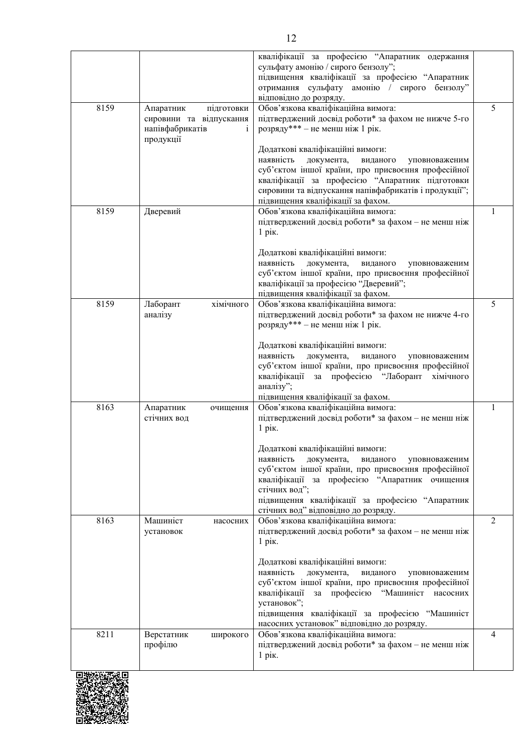| | | | |
|---|---|---|---|
| | | кваліфікації за професією "Апаратник одержання сульфату амонію / сирого бензолу";<br>підвищення кваліфікації за професією "Апаратник отримання сульфату амонію / сирого бензолу" відповідно до розряду. | |
| 8159 | Апаратник підготовки сировини та відпускання напівфабрикатів і продукції | Обов'язкова кваліфікаційна вимога:<br>підтверджений досвід роботи* за фахом не нижче 5-го розряду*** – не менш ніж 1 рік.<br><br>Додаткові кваліфікаційні вимоги:<br>наявність документа, виданого уповноваженим суб'єктом іншої країни, про присвоєння професійної кваліфікації за професією "Апаратник підготовки сировини та відпускання напівфабрикатів і продукції";<br>підвищення кваліфікації за фахом. | 5 |
| 8159 | Дверевий | Обов'язкова кваліфікаційна вимога:<br>підтверджений досвід роботи* за фахом – не менш ніж 1 рік.<br><br>Додаткові кваліфікаційні вимоги:<br>наявність документа, виданого уповноваженим суб'єктом іншої країни, про присвоєння професійної кваліфікації за професією "Дверевий";<br>підвищення кваліфікації за фахом. | 1 |
| 8159 | Лаборант хімічного аналізу | Обов'язкова кваліфікаційна вимога:<br>підтверджений досвід роботи* за фахом не нижче 4-го розряду*** – не менш ніж 1 рік.<br><br>Додаткові кваліфікаційні вимоги:<br>наявність документа, виданого уповноваженим суб'єктом іншої країни, про присвоєння професійної кваліфікації за професією "Лаборант хімічного аналізу";<br>підвищення кваліфікації за фахом. | 5 |
| 8163 | Апаратник очищення стічних вод | Обов'язкова кваліфікаційна вимога:<br>підтверджений досвід роботи* за фахом – не менш ніж 1 рік.<br><br>Додаткові кваліфікаційні вимоги:<br>наявність документа, виданого уповноваженим суб'єктом іншої країни, про присвоєння професійної кваліфікації за професією "Апаратник очищення стічних вод";<br>підвищення кваліфікації за професією "Апаратник стічних вод" відповідно до розряду. | 1 |
| 8163 | Машиніст насосних установок | Обов'язкова кваліфікаційна вимога:<br>підтверджений досвід роботи* за фахом – не менш ніж 1 рік.<br><br>Додаткові кваліфікаційні вимоги:<br>наявність документа, виданого уповноваженим суб'єктом іншої країни, про присвоєння професійної кваліфікації за професією "Машиніст насосних установок";<br>підвищення кваліфікації за професією "Машиніст насосних установок" відповідно до розряду. | 2 |
| 8211 | Верстатник широкого профілю | Обов'язкова кваліфікаційна вимога:<br>підтверджений досвід роботи* за фахом – не менш ніж 1 рік. | 4 |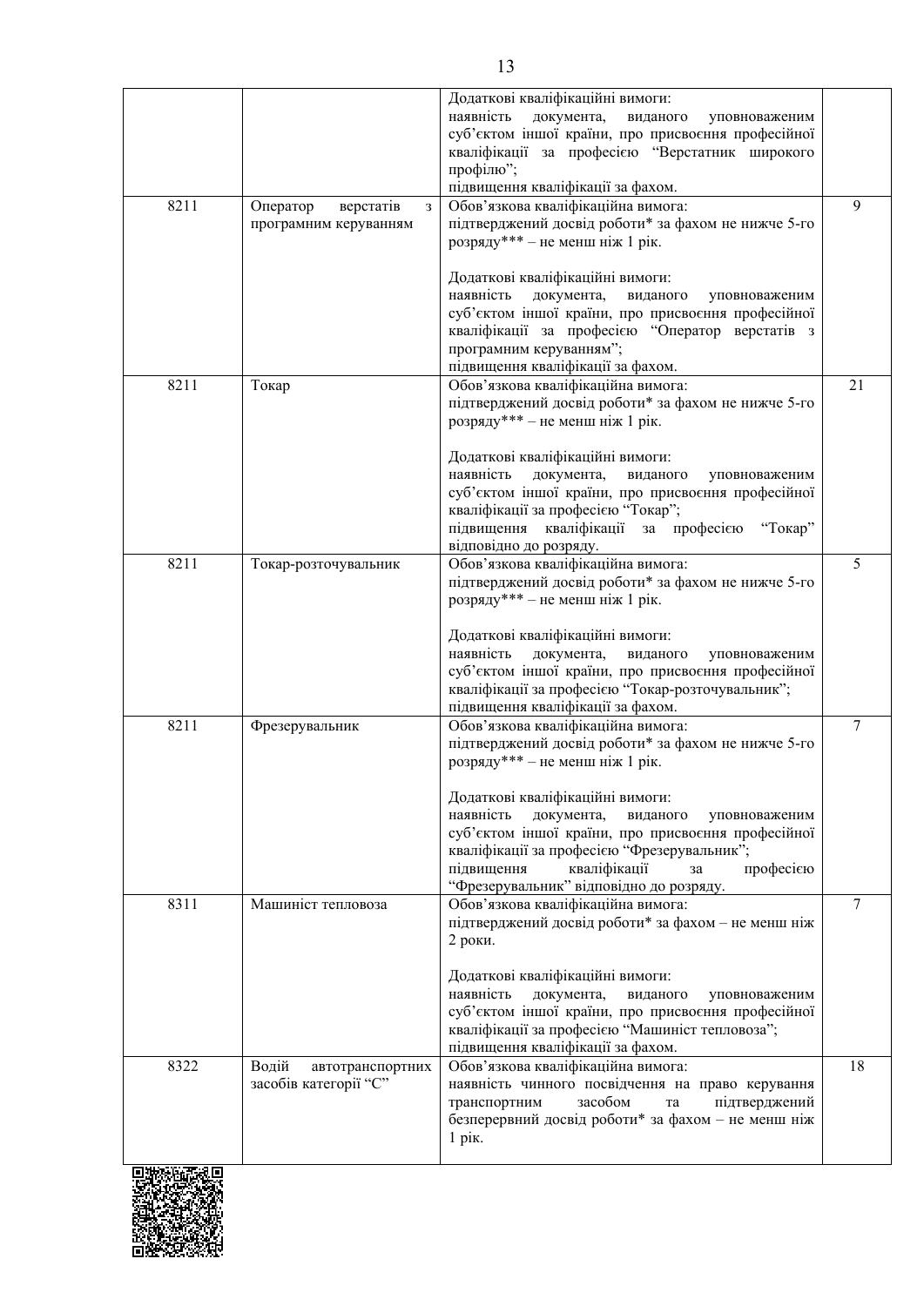| | | | |
|---|---|---|---|
| | | Додаткові кваліфікаційні вимоги:<br>наявність документа, виданого уповноваженим суб’єктом іншої країни, про присвоєння професійної кваліфікації за професією “Верстатник широкого профілю”;<br>підвищення кваліфікації за фахом. | |
| 8211 | Оператор верстатів з програмним керуванням | Обов’язкова кваліфікаційна вимога:<br>підтверджений досвід роботи* за фахом не нижче 5-го розряду*** – не менш ніж 1 рік.<br><br>Додаткові кваліфікаційні вимоги:<br>наявність документа, виданого уповноваженим суб’єктом іншої країни, про присвоєння професійної кваліфікації за професією “Оператор верстатів з програмним керуванням”;<br>підвищення кваліфікації за фахом. | 9 |
| 8211 | Токар | Обов’язкова кваліфікаційна вимога:<br>підтверджений досвід роботи* за фахом не нижче 5-го розряду*** – не менш ніж 1 рік.<br><br>Додаткові кваліфікаційні вимоги:<br>наявність документа, виданого уповноваженим суб’єктом іншої країни, про присвоєння професійної кваліфікації за професією “Токар”;<br>підвищення кваліфікації за професією “Токар” відповідно до розряду. | 21 |
| 8211 | Токар-розточувальник | Обов’язкова кваліфікаційна вимога:<br>підтверджений досвід роботи* за фахом не нижче 5-го розряду*** – не менш ніж 1 рік.<br><br>Додаткові кваліфікаційні вимоги:<br>наявність документа, виданого уповноваженим суб’єктом іншої країни, про присвоєння професійної кваліфікації за професією “Токар-розточувальник”;<br>підвищення кваліфікації за фахом. | 5 |
| 8211 | Фрезерувальник | Обов’язкова кваліфікаційна вимога:<br>підтверджений досвід роботи* за фахом не нижче 5-го розряду*** – не менш ніж 1 рік.<br><br>Додаткові кваліфікаційні вимоги:<br>наявність документа, виданого уповноваженим суб’єктом іншої країни, про присвоєння професійної кваліфікації за професією “Фрезерувальник”;<br>підвищення кваліфікації за професією “Фрезерувальник” відповідно до розряду. | 7 |
| 8311 | Машиніст тепловоза | Обов’язкова кваліфікаційна вимога:<br>підтверджений досвід роботи* за фахом – не менш ніж 2 роки.<br><br>Додаткові кваліфікаційні вимоги:<br>наявність документа, виданого уповноваженим суб’єктом іншої країни, про присвоєння професійної кваліфікації за професією “Машиніст тепловоза”;<br>підвищення кваліфікації за фахом. | 7 |
| 8322 | Водій автотранспортних засобів категорії “C” | Обов’язкова кваліфікаційна вимога:<br>наявність чинного посвідчення на право керування транспортним засобом та підтверджений безперервний досвід роботи* за фахом – не менш ніж 1 рік. | 18 |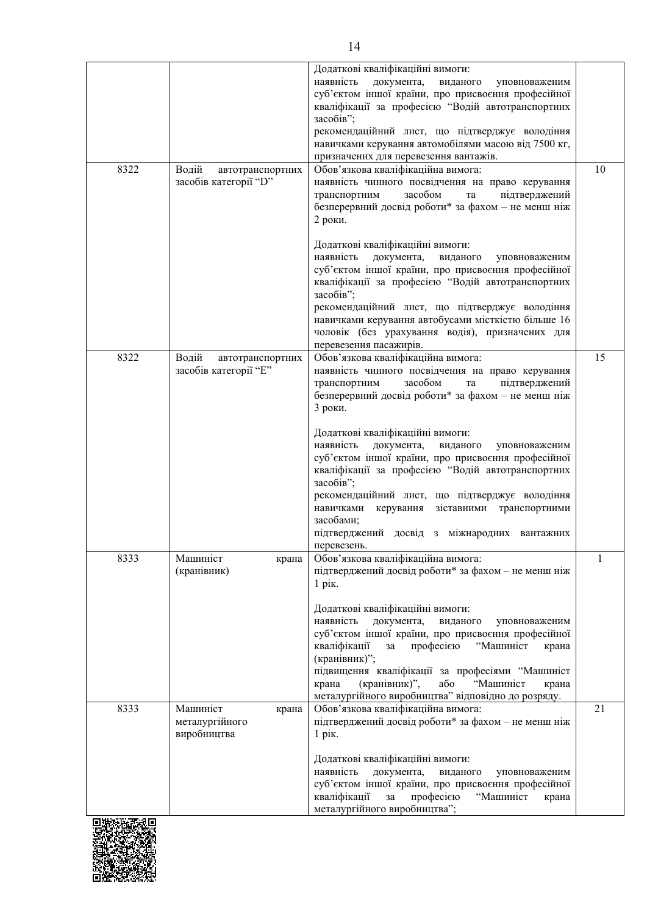| | | | |
|---|---|---|---|
| | | Додаткові кваліфікаційні вимоги:<br>наявність документа, виданого уповноваженим суб’єктом іншої країни, про присвоєння професійної кваліфікації за професією “Водій автотранспортних засобів”;<br>рекомендаційний лист, що підтверджує володіння навичками керування автомобілями масою від 7500 кг, призначених для перевезення вантажів. | |
| 8322 | Водій автотранспортних засобів категорії “D” | Обов’язкова кваліфікаційна вимога:<br>наявність чинного посвідчення на право керування транспортним засобом та підтверджений безперервний досвід роботи* за фахом – не менш ніж 2 роки.<br><br>Додаткові кваліфікаційні вимоги:<br>наявність документа, виданого уповноваженим суб’єктом іншої країни, про присвоєння професійної кваліфікації за професією “Водій автотранспортних засобів”;<br>рекомендаційний лист, що підтверджує володіння навичками керування автобусами місткістю більше 16 чоловік (без урахування водія), призначених для перевезення пасажирів. | 10 |
| 8322 | Водій автотранспортних засобів категорії “Е” | Обов’язкова кваліфікаційна вимога:<br>наявність чинного посвідчення на право керування транспортним засобом та підтверджений безперервний досвід роботи* за фахом – не менш ніж 3 роки.<br><br>Додаткові кваліфікаційні вимоги:<br>наявність документа, виданого уповноваженим суб’єктом іншої країни, про присвоєння професійної кваліфікації за професією “Водій автотранспортних засобів”;<br>рекомендаційний лист, що підтверджує володіння навичками керування зіставними транспортними засобами;<br>підтверджений досвід з міжнародних вантажних перевезень. | 15 |
| 8333 | Машиніст крана (кранівник) | Обов’язкова кваліфікаційна вимога:<br>підтверджений досвід роботи* за фахом – не менш ніж 1 рік.<br><br>Додаткові кваліфікаційні вимоги:<br>наявність документа, виданого уповноваженим суб’єктом іншої країни, про присвоєння професійної кваліфікації за професією “Машиніст крана (кранівник)”;<br>підвищення кваліфікації за професіями “Машиніст крана (кранівник)”, або “Машиніст крана металургійного виробництва” відповідно до розряду. | 1 |
| 8333 | Машиніст крана металургійного виробництва | Обов’язкова кваліфікаційна вимога:<br>підтверджений досвід роботи* за фахом – не менш ніж 1 рік.<br><br>Додаткові кваліфікаційні вимоги:<br>наявність документа, виданого уповноваженим суб’єктом іншої країни, про присвоєння професійної кваліфікації за професією “Машиніст крана металургійного виробництва”; | 21 |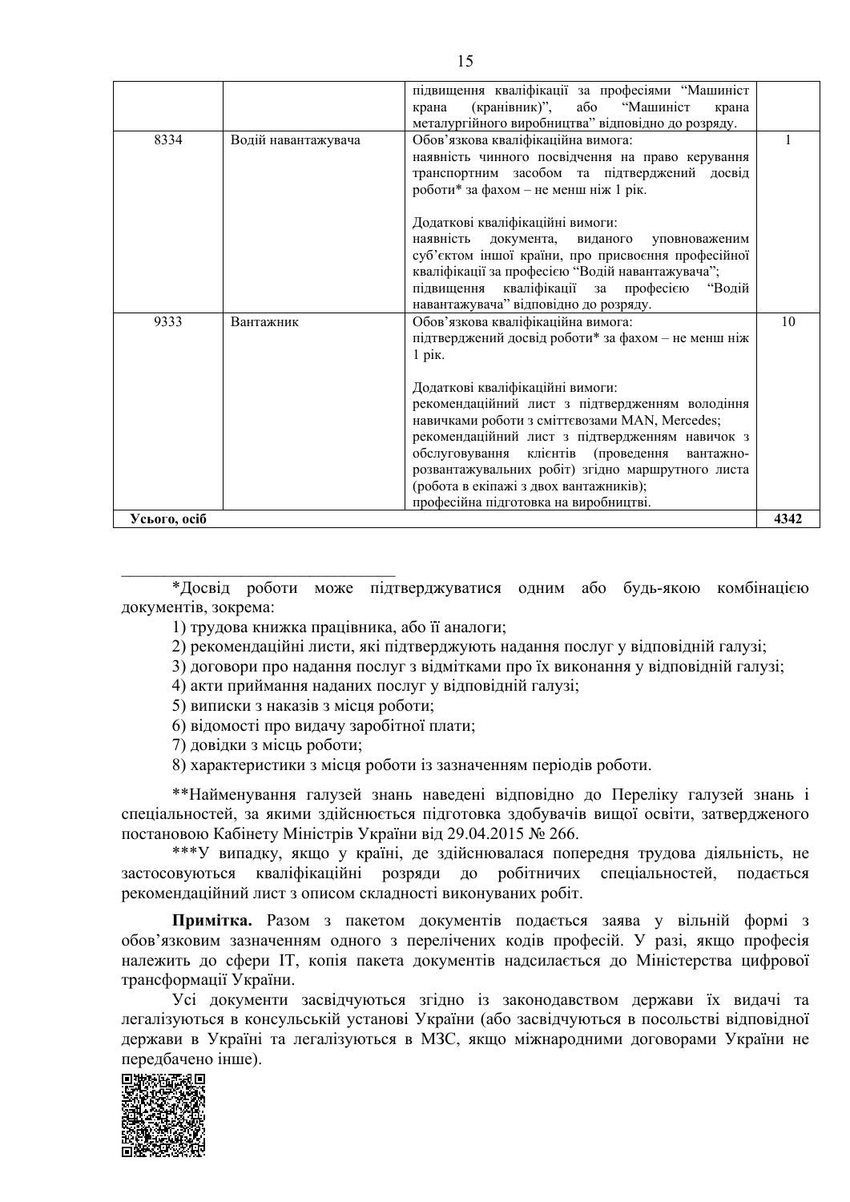| | | підвищення кваліфікації за професіями “Машиніст крана (кранівник)”, або “Машиніст крана металургійного виробництва” відповідно до розряду. | |
|---|---|---|---|
| 8334 | Водій навантажувача | Обов’язкова кваліфікаційна вимога:<br>наявність чинного посвідчення на право керування транспортним засобом та підтверджений досвід роботи* за фахом – не менш ніж 1 рік.<br><br>Додаткові кваліфікаційні вимоги:<br>наявність документа, виданого уповноваженим суб’єктом іншої країни, про присвоєння професійної кваліфікації за професією “Водій навантажувача”;<br>підвищення кваліфікації за професією “Водій навантажувача” відповідно до розряду. | 1 |
| 9333 | Вантажник | Обов’язкова кваліфікаційна вимога:<br>підтверджений досвід роботи* за фахом – не менш ніж 1 рік.<br><br>Додаткові кваліфікаційні вимоги:<br>рекомендаційний лист з підтвердженням володіння навичками роботи з сміттєвозами MAN, Mercedes;<br>рекомендаційний лист з підтвердженням навичок з обслуговування клієнтів (проведення вантажно-розвантажувальних робіт) згідно маршрутного листа (робота в екіпажі з двох вантажників);<br>професійна підготовка на виробництві. | 10 |
| **Усього, осіб** | | | **4342** |

*Досвід роботи може підтверджуватися одним або будь-якою комбінацією документів, зокрема:

1) трудова книжка працівника, або її аналоги;
2) рекомендаційні листи, які підтверджують надання послуг у відповідній галузі;
3) договори про надання послуг з відмітками про їх виконання у відповідній галузі;
4) акти приймання наданих послуг у відповідній галузі;
5) виписки з наказів з місця роботи;
6) відомості про видачу заробітної плати;
7) довідки з місць роботи;
8) характеристики з місця роботи із зазначенням періодів роботи.

**Найменування галузей знань наведені відповідно до Переліку галузей знань і спеціальностей, за якими здійснюється підготовка здобувачів вищої освіти, затвердженого постановою Кабінету Міністрів України від 29.04.2015 № 266.

***У випадку, якщо у країні, де здійснювалася попередня трудова діяльність, не застосовуються кваліфікаційні розряди до робітничих спеціальностей, подається рекомендаційний лист з описом складності виконуваних робіт.

**Примітка.** Разом з пакетом документів подається заява у вільній формі з обов’язковим зазначенням одного з перелічених кодів професій. У разі, якщо професія належить до сфери ІТ, копія пакета документів надсилається до Міністерства цифрової трансформації України.

Усі документи засвідчуються згідно із законодавством держави їх видачі та легалізуються в консульській установі України (або засвідчуються в посольстві відповідної держави в Україні та легалізуються в МЗС, якщо міжнародними договорами України не передбачено інше).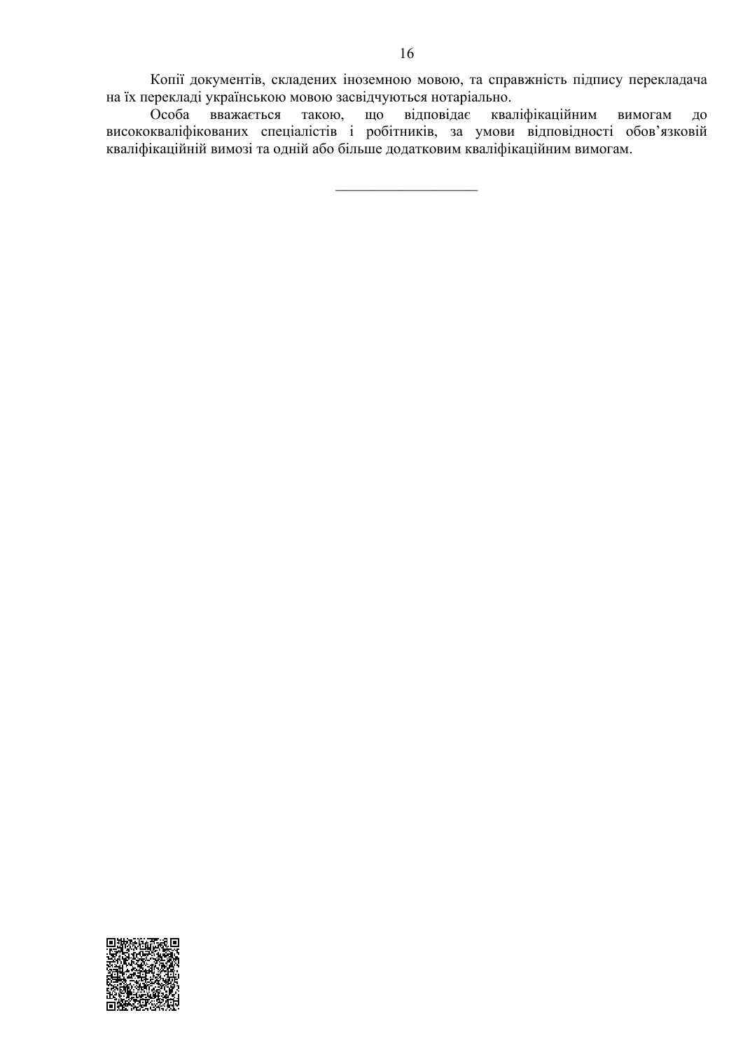Копії документів, складених іноземною мовою, та справжність підпису перекладача на їх перекладі українською мовою засвідчуються нотаріально.

Особа вважається такою, що відповідає кваліфікаційним вимогам до висококваліфікованих спеціалістів і робітників, за умови відповідності обов'язковій кваліфікаційній вимозі та одній або більше додатковим кваліфікаційним вимогам.

\_\_\_\_\_\_\_\_\_\_\_\_\_\_\_\_\_\_\_\_